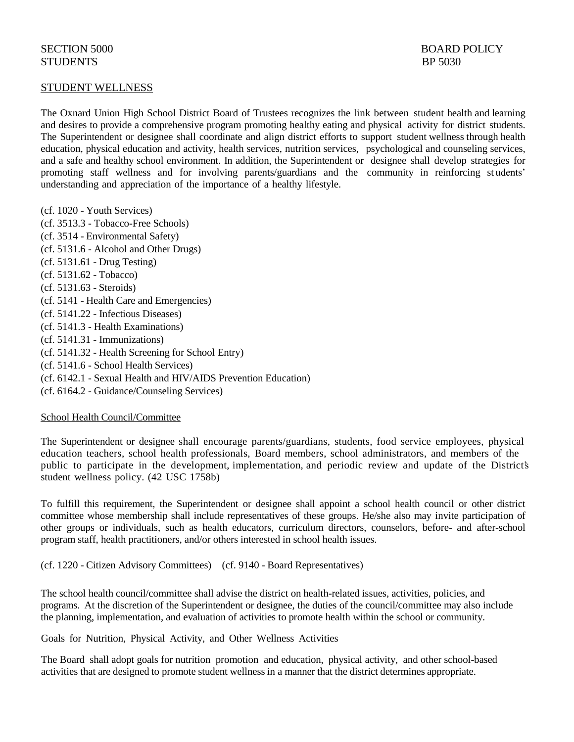SECTION 5000 BOARD POLICY
STUDENTS BP 5030

## STUDENT WELLNESS

The Oxnard Union High School District Board of Trustees recognizes the link between student health and learning and desires to provide a comprehensive program promoting healthy eating and physical activity for district students. The Superintendent or designee shall coordinate and align district efforts to support student wellness through health education, physical education and activity, health services, nutrition services, psychological and counseling services, and a safe and healthy school environment. In addition, the Superintendent or designee shall develop strategies for promoting staff wellness and for involving parents/guardians and the community in reinforcing students' understanding and appreciation of the importance of a healthy lifestyle.

(cf. 1020 - Youth Services)
(cf. 3513.3 - Tobacco-Free Schools)
(cf. 3514 - Environmental Safety)
(cf. 5131.6 - Alcohol and Other Drugs)
(cf. 5131.61 - Drug Testing)
(cf. 5131.62 - Tobacco)
(cf. 5131.63 - Steroids)
(cf. 5141 - Health Care and Emergencies)
(cf. 5141.22 - Infectious Diseases)
(cf. 5141.3 - Health Examinations)
(cf. 5141.31 - Immunizations)
(cf. 5141.32 - Health Screening for School Entry)
(cf. 5141.6 - School Health Services)
(cf. 6142.1 - Sexual Health and HIV/AIDS Prevention Education)
(cf. 6164.2 - Guidance/Counseling Services)

### School Health Council/Committee

The Superintendent or designee shall encourage parents/guardians, students, food service employees, physical education teachers, school health professionals, Board members, school administrators, and members of the public to participate in the development, implementation, and periodic review and update of the District's student wellness policy. (42 USC 1758b)

To fulfill this requirement, the Superintendent or designee shall appoint a school health council or other district committee whose membership shall include representatives of these groups. He/she also may invite participation of other groups or individuals, such as health educators, curriculum directors, counselors, before- and after-school program staff, health practitioners, and/or others interested in school health issues.

(cf. 1220 - Citizen Advisory Committees) (cf. 9140 - Board Representatives)

The school health council/committee shall advise the district on health-related issues, activities, policies, and programs. At the discretion of the Superintendent or designee, the duties of the council/committee may also include the planning, implementation, and evaluation of activities to promote health within the school or community.

### Goals for Nutrition, Physical Activity, and Other Wellness Activities

The Board shall adopt goals for nutrition promotion and education, physical activity, and other school-based activities that are designed to promote student wellness in a manner that the district determines appropriate.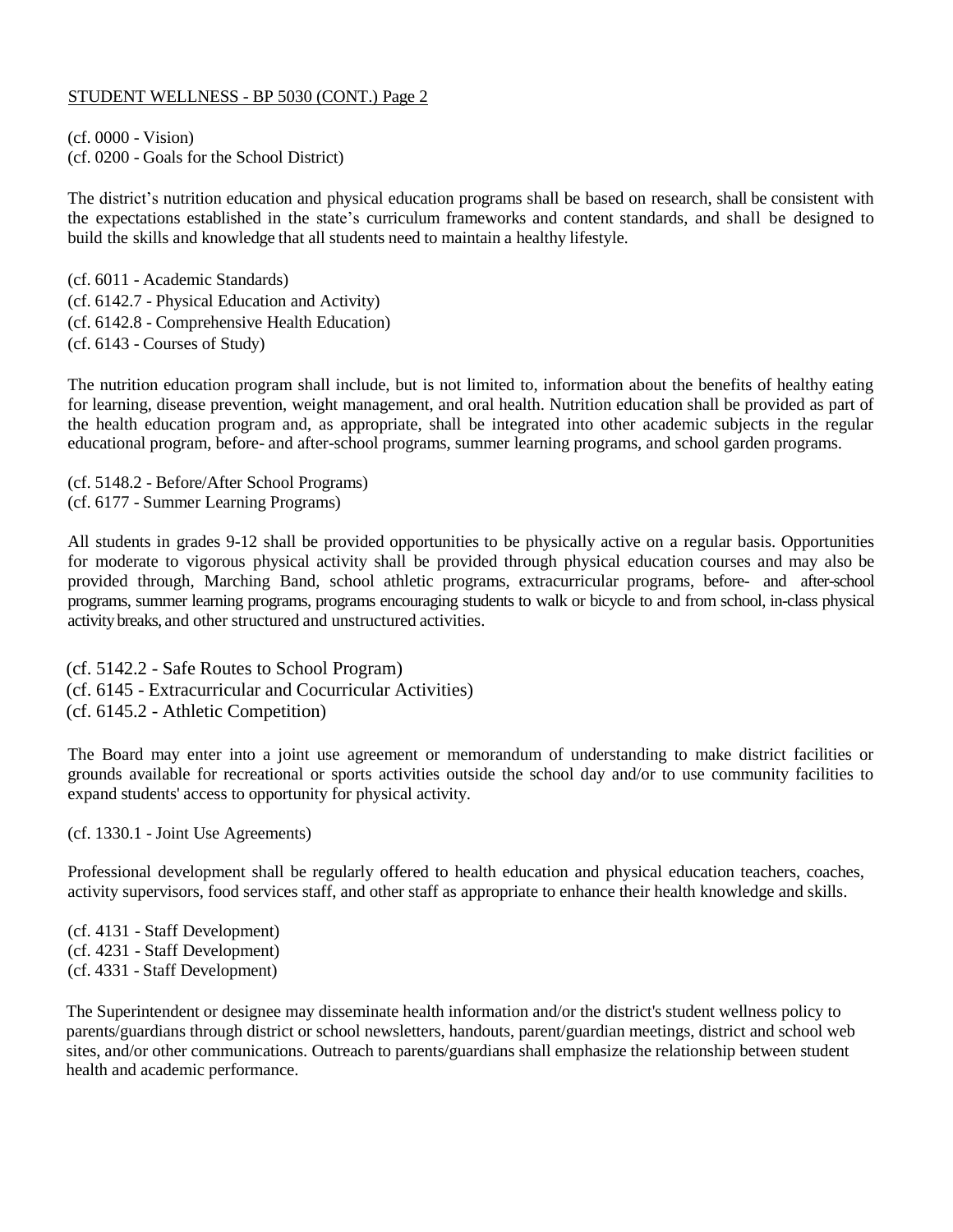(cf. 0000 - Vision)
(cf. 0200 - Goals for the School District)

The district's nutrition education and physical education programs shall be based on research, shall be consistent with the expectations established in the state's curriculum frameworks and content standards, and shall be designed to build the skills and knowledge that all students need to maintain a healthy lifestyle.

(cf. 6011 - Academic Standards)
(cf. 6142.7 - Physical Education and Activity)
(cf. 6142.8 - Comprehensive Health Education)
(cf. 6143 - Courses of Study)

The nutrition education program shall include, but is not limited to, information about the benefits of healthy eating for learning, disease prevention, weight management, and oral health. Nutrition education shall be provided as part of the health education program and, as appropriate, shall be integrated into other academic subjects in the regular educational program, before- and after-school programs, summer learning programs, and school garden programs.

(cf. 5148.2 - Before/After School Programs)
(cf. 6177 - Summer Learning Programs)

All students in grades 9-12 shall be provided opportunities to be physically active on a regular basis. Opportunities for moderate to vigorous physical activity shall be provided through physical education courses and may also be provided through, Marching Band, school athletic programs, extracurricular programs, before- and after-school programs, summer learning programs, programs encouraging students to walk or bicycle to and from school, in-class physical activity breaks, and other structured and unstructured activities.

(cf. 5142.2 - Safe Routes to School Program)
(cf. 6145 - Extracurricular and Cocurricular Activities)
(cf. 6145.2 - Athletic Competition)

The Board may enter into a joint use agreement or memorandum of understanding to make district facilities or grounds available for recreational or sports activities outside the school day and/or to use community facilities to expand students' access to opportunity for physical activity.

(cf. 1330.1 - Joint Use Agreements)

Professional development shall be regularly offered to health education and physical education teachers, coaches, activity supervisors, food services staff, and other staff as appropriate to enhance their health knowledge and skills.

(cf. 4131 - Staff Development)
(cf. 4231 - Staff Development)
(cf. 4331 - Staff Development)

The Superintendent or designee may disseminate health information and/or the district's student wellness policy to parents/guardians through district or school newsletters, handouts, parent/guardian meetings, district and school web sites, and/or other communications. Outreach to parents/guardians shall emphasize the relationship between student health and academic performance.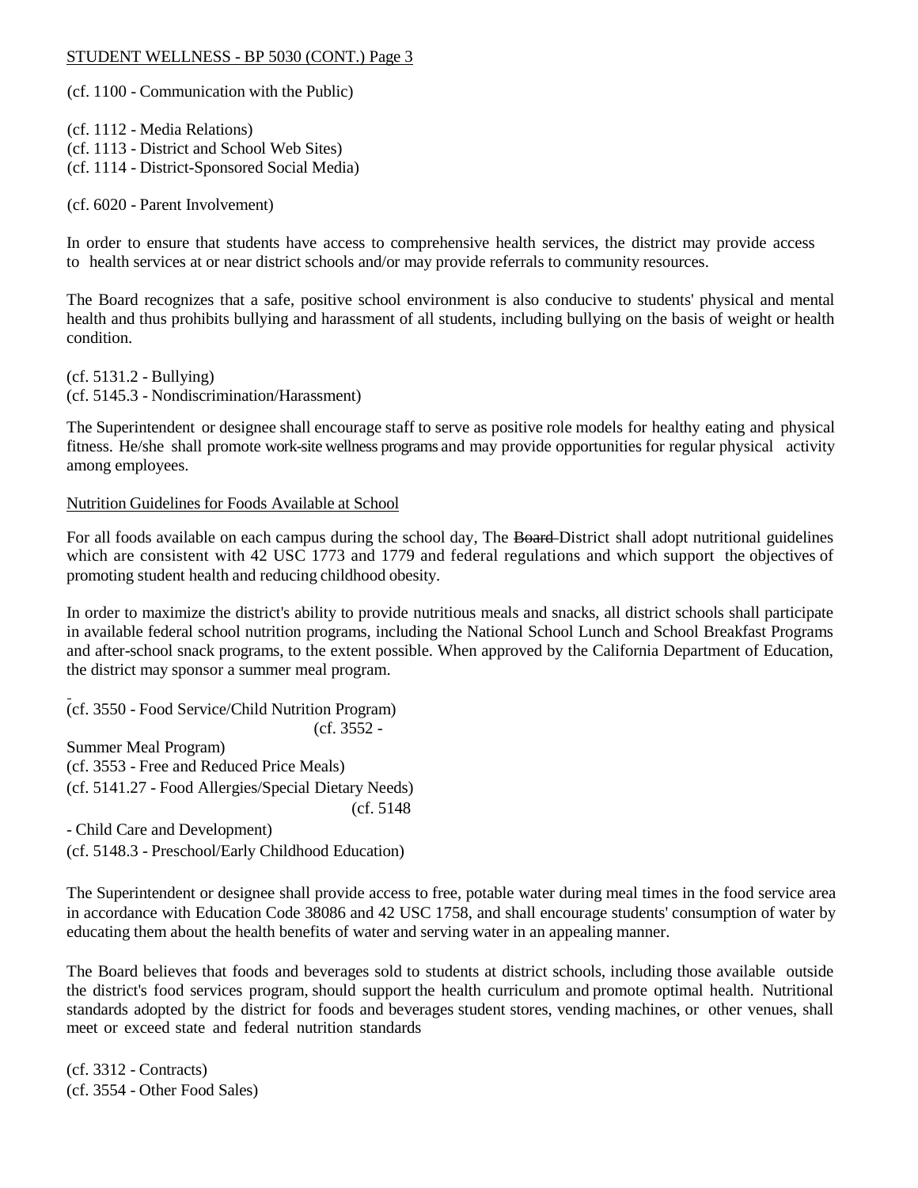(cf. 1100 - Communication with the Public)

(cf. 1112 - Media Relations)
(cf. 1113 - District and School Web Sites)
(cf. 1114 - District-Sponsored Social Media)

(cf. 6020 - Parent Involvement)

In order to ensure that students have access to comprehensive health services, the district may provide access to health services at or near district schools and/or may provide referrals to community resources.

The Board recognizes that a safe, positive school environment is also conducive to students' physical and mental health and thus prohibits bullying and harassment of all students, including bullying on the basis of weight or health condition.

(cf. 5131.2 - Bullying)
(cf. 5145.3 - Nondiscrimination/Harassment)

The Superintendent or designee shall encourage staff to serve as positive role models for healthy eating and physical fitness. He/she shall promote work-site wellness programs and may provide opportunities for regular physical activity among employees.

Nutrition Guidelines for Foods Available at School

For all foods available on each campus during the school day, The ~~Board~~ District shall adopt nutritional guidelines which are consistent with 42 USC 1773 and 1779 and federal regulations and which support the objectives of promoting student health and reducing childhood obesity.

In order to maximize the district's ability to provide nutritious meals and snacks, all district schools shall participate in available federal school nutrition programs, including the National School Lunch and School Breakfast Programs and after-school snack programs, to the extent possible. When approved by the California Department of Education, the district may sponsor a summer meal program.

(cf. 3550 - Food Service/Child Nutrition Program)
(cf. 3552 - Summer Meal Program)
(cf. 3553 - Free and Reduced Price Meals)
(cf. 5141.27 - Food Allergies/Special Dietary Needs)
(cf. 5148 - Child Care and Development)
(cf. 5148.3 - Preschool/Early Childhood Education)

The Superintendent or designee shall provide access to free, potable water during meal times in the food service area in accordance with Education Code 38086 and 42 USC 1758, and shall encourage students' consumption of water by educating them about the health benefits of water and serving water in an appealing manner.

The Board believes that foods and beverages sold to students at district schools, including those available outside the district's food services program, should support the health curriculum and promote optimal health. Nutritional standards adopted by the district for foods and beverages student stores, vending machines, or other venues, shall meet or exceed state and federal nutrition standards

(cf. 3312 - Contracts)
(cf. 3554 - Other Food Sales)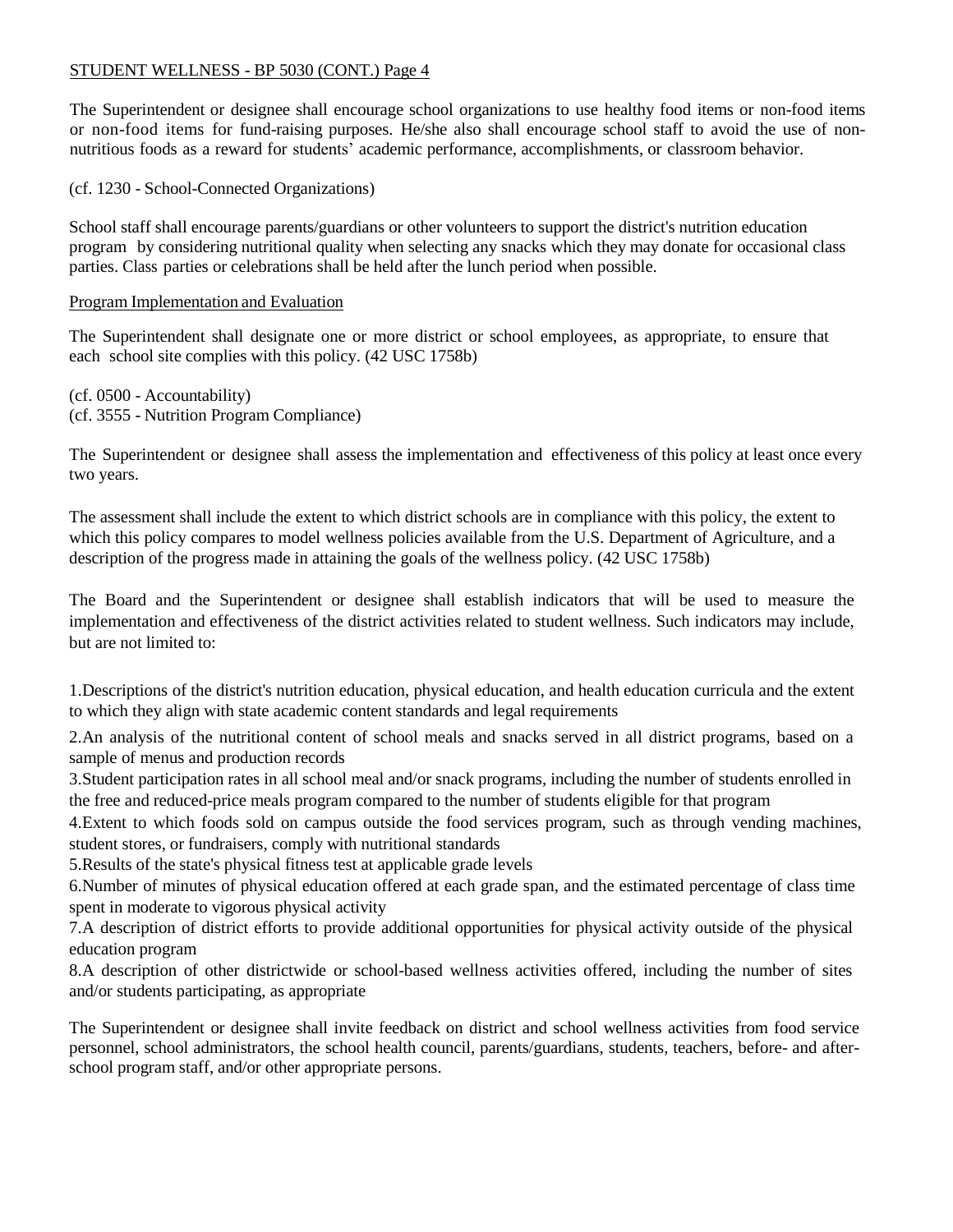The Superintendent or designee shall encourage school organizations to use healthy food items or non-food items or non-food items for fund-raising purposes. He/she also shall encourage school staff to avoid the use of non-nutritious foods as a reward for students' academic performance, accomplishments, or classroom behavior.

(cf. 1230 - School-Connected Organizations)

School staff shall encourage parents/guardians or other volunteers to support the district's nutrition education program by considering nutritional quality when selecting any snacks which they may donate for occasional class parties. Class parties or celebrations shall be held after the lunch period when possible.

## Program Implementation and Evaluation

The Superintendent shall designate one or more district or school employees, as appropriate, to ensure that each school site complies with this policy. (42 USC 1758b)

(cf. 0500 - Accountability)
(cf. 3555 - Nutrition Program Compliance)

The Superintendent or designee shall assess the implementation and effectiveness of this policy at least once every two years.

The assessment shall include the extent to which district schools are in compliance with this policy, the extent to which this policy compares to model wellness policies available from the U.S. Department of Agriculture, and a description of the progress made in attaining the goals of the wellness policy. (42 USC 1758b)

The Board and the Superintendent or designee shall establish indicators that will be used to measure the implementation and effectiveness of the district activities related to student wellness. Such indicators may include, but are not limited to:

1. Descriptions of the district's nutrition education, physical education, and health education curricula and the extent to which they align with state academic content standards and legal requirements
2. An analysis of the nutritional content of school meals and snacks served in all district programs, based on a sample of menus and production records
3. Student participation rates in all school meal and/or snack programs, including the number of students enrolled in the free and reduced-price meals program compared to the number of students eligible for that program
4. Extent to which foods sold on campus outside the food services program, such as through vending machines, student stores, or fundraisers, comply with nutritional standards
5. Results of the state's physical fitness test at applicable grade levels
6. Number of minutes of physical education offered at each grade span, and the estimated percentage of class time spent in moderate to vigorous physical activity
7. A description of district efforts to provide additional opportunities for physical activity outside of the physical education program
8. A description of other districtwide or school-based wellness activities offered, including the number of sites and/or students participating, as appropriate

The Superintendent or designee shall invite feedback on district and school wellness activities from food service personnel, school administrators, the school health council, parents/guardians, students, teachers, before- and after-school program staff, and/or other appropriate persons.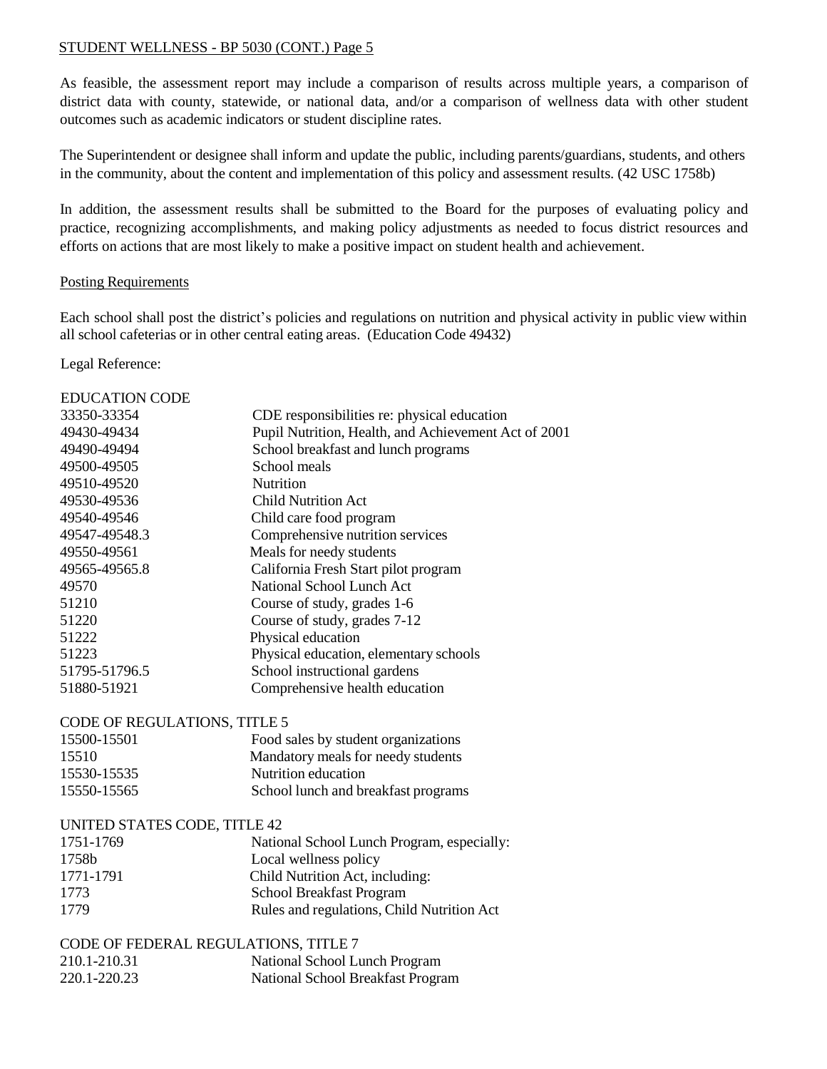As feasible, the assessment report may include a comparison of results across multiple years, a comparison of district data with county, statewide, or national data, and/or a comparison of wellness data with other student outcomes such as academic indicators or student discipline rates.

The Superintendent or designee shall inform and update the public, including parents/guardians, students, and others in the community, about the content and implementation of this policy and assessment results. (42 USC 1758b)

In addition, the assessment results shall be submitted to the Board for the purposes of evaluating policy and practice, recognizing accomplishments, and making policy adjustments as needed to focus district resources and efforts on actions that are most likely to make a positive impact on student health and achievement.

Posting Requirements

Each school shall post the district's policies and regulations on nutrition and physical activity in public view within all school cafeterias or in other central eating areas. (Education Code 49432)

Legal Reference:

EDUCATION CODE

| | |
|---|---|
| 33350-33354 | CDE responsibilities re: physical education |
| 49430-49434 | Pupil Nutrition, Health, and Achievement Act of 2001 |
| 49490-49494 | School breakfast and lunch programs |
| 49500-49505 | School meals |
| 49510-49520 | Nutrition |
| 49530-49536 | Child Nutrition Act |
| 49540-49546 | Child care food program |
| 49547-49548.3 | Comprehensive nutrition services |
| 49550-49561 | Meals for needy students |
| 49565-49565.8 | California Fresh Start pilot program |
| 49570 | National School Lunch Act |
| 51210 | Course of study, grades 1-6 |
| 51220 | Course of study, grades 7-12 |
| 51222 | Physical education |
| 51223 | Physical education, elementary schools |
| 51795-51796.5 | School instructional gardens |
| 51880-51921 | Comprehensive health education |

CODE OF REGULATIONS, TITLE 5

| | |
|---|---|
| 15500-15501 | Food sales by student organizations |
| 15510 | Mandatory meals for needy students |
| 15530-15535 | Nutrition education |
| 15550-15565 | School lunch and breakfast programs |

UNITED STATES CODE, TITLE 42

| | |
|---|---|
| 1751-1769 | National School Lunch Program, especially: |
| 1758b | Local wellness policy |
| 1771-1791 | Child Nutrition Act, including: |
| 1773 | School Breakfast Program |
| 1779 | Rules and regulations, Child Nutrition Act |

CODE OF FEDERAL REGULATIONS, TITLE 7

| | |
|---|---|
| 210.1-210.31 | National School Lunch Program |
| 220.1-220.23 | National School Breakfast Program |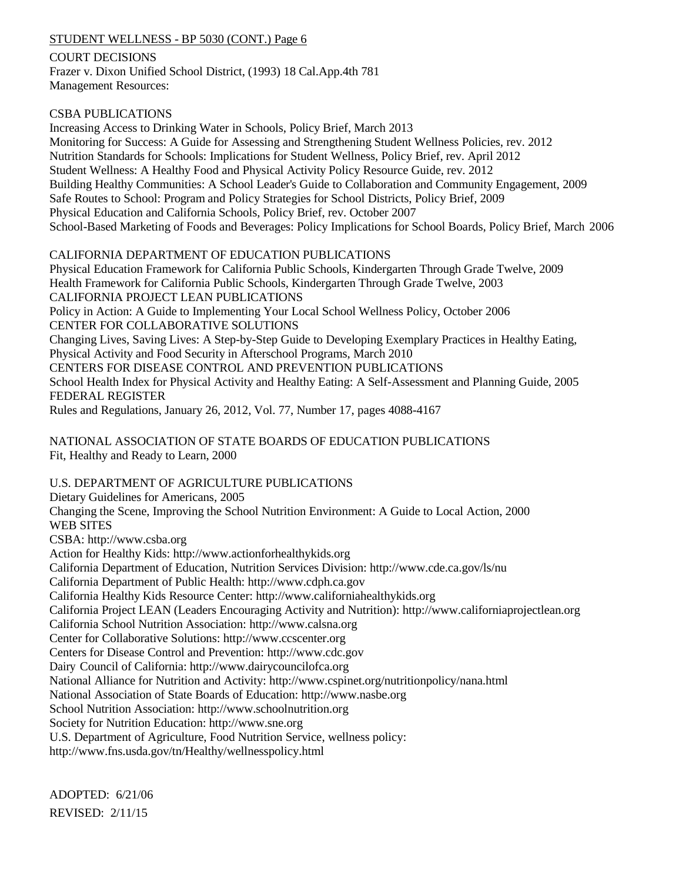COURT DECISIONS

Frazer v. Dixon Unified School District, (1993) 18 Cal.App.4th 781

Management Resources:

CSBA PUBLICATIONS

Increasing Access to Drinking Water in Schools, Policy Brief, March 2013

Monitoring for Success: A Guide for Assessing and Strengthening Student Wellness Policies, rev. 2012

Nutrition Standards for Schools: Implications for Student Wellness, Policy Brief, rev. April 2012

Student Wellness: A Healthy Food and Physical Activity Policy Resource Guide, rev. 2012

Building Healthy Communities: A School Leader's Guide to Collaboration and Community Engagement, 2009

Safe Routes to School: Program and Policy Strategies for School Districts, Policy Brief, 2009

Physical Education and California Schools, Policy Brief, rev. October 2007

School-Based Marketing of Foods and Beverages: Policy Implications for School Boards, Policy Brief, March 2006

CALIFORNIA DEPARTMENT OF EDUCATION PUBLICATIONS

Physical Education Framework for California Public Schools, Kindergarten Through Grade Twelve, 2009

Health Framework for California Public Schools, Kindergarten Through Grade Twelve, 2003

CALIFORNIA PROJECT LEAN PUBLICATIONS

Policy in Action: A Guide to Implementing Your Local School Wellness Policy, October 2006

CENTER FOR COLLABORATIVE SOLUTIONS

Changing Lives, Saving Lives: A Step-by-Step Guide to Developing Exemplary Practices in Healthy Eating, Physical Activity and Food Security in Afterschool Programs, March 2010

CENTERS FOR DISEASE CONTROL AND PREVENTION PUBLICATIONS

School Health Index for Physical Activity and Healthy Eating: A Self-Assessment and Planning Guide, 2005

FEDERAL REGISTER

Rules and Regulations, January 26, 2012, Vol. 77, Number 17, pages 4088-4167

NATIONAL ASSOCIATION OF STATE BOARDS OF EDUCATION PUBLICATIONS

Fit, Healthy and Ready to Learn, 2000

U.S. DEPARTMENT OF AGRICULTURE PUBLICATIONS

Dietary Guidelines for Americans, 2005

Changing the Scene, Improving the School Nutrition Environment: A Guide to Local Action, 2000

WEB SITES

CSBA: http://www.csba.org

Action for Healthy Kids: http://www.actionforhealthykids.org

California Department of Education, Nutrition Services Division: http://www.cde.ca.gov/ls/nu

California Department of Public Health: http://www.cdph.ca.gov

California Healthy Kids Resource Center: http://www.californiahealthykids.org

California Project LEAN (Leaders Encouraging Activity and Nutrition): http://www.californiaprojectlean.org

California School Nutrition Association: http://www.calsna.org

Center for Collaborative Solutions: http://www.ccscenter.org

Centers for Disease Control and Prevention: http://www.cdc.gov

Dairy Council of California: http://www.dairycouncilofca.org

National Alliance for Nutrition and Activity: http://www.cspinet.org/nutritionpolicy/nana.html

National Association of State Boards of Education: http://www.nasbe.org

School Nutrition Association: http://www.schoolnutrition.org

Society for Nutrition Education: http://www.sne.org

U.S. Department of Agriculture, Food Nutrition Service, wellness policy: http://www.fns.usda.gov/tn/Healthy/wellnesspolicy.html

ADOPTED: 6/21/06

REVISED: 2/11/15